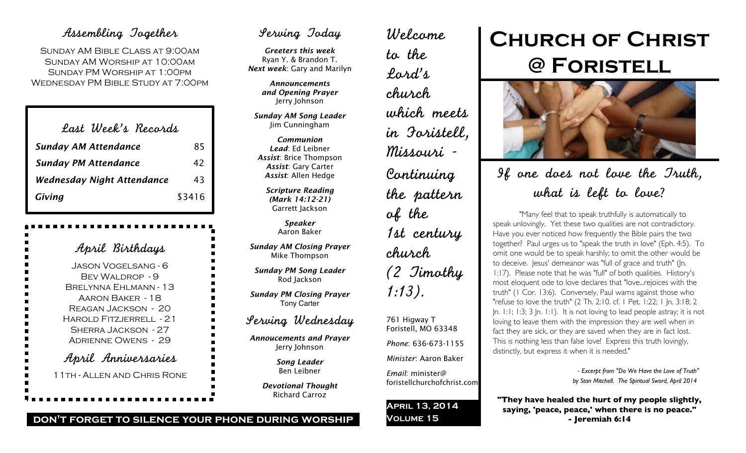## Assembling Together

Sunday AM Bible Class at 9:00am
Sunday AM Worship at 10:00am
Sunday PM Worship at 1:00pm
Wednesday PM Bible Study at 7:00pm

## Last Week's Records

| | |
|---|---|
| *Sunday AM Attendance* | 85 |
| *Sunday PM Attendance* | 42 |
| *Wednesday Night Attendance* | 43 |
| *Giving* | $3416 |

## April Birthdays

Jason Vogelsang - 6
Bev Waldrop - 9
Brelynna Ehlmann - 13
Aaron Baker - 18
Reagan Jackson - 20
Harold Fitzjerrell - 21
Sherra Jackson - 27
Adrienne Owens - 29

## April Anniversaries

11th - Allen and Chris Rone

**DON'T FORGET TO SILENCE YOUR PHONE DURING WORSHIP**

## Serving Today

***Greeters this week***
Ryan Y. & Brandon T.
***Next week***: Gary and Marilyn

***Announcements and Opening Prayer***
Jerry Johnson

***Sunday AM Song Leader***
Jim Cunningham

***Communion***
***Lead***: Ed Leibner
***Assist***: Brice Thompson
***Assist***: Gary Carter
***Assist***: Allen Hedge

***Scripture Reading (Mark 14:12-21)***
Garrett Jackson

***Speaker***
Aaron Baker

***Sunday AM Closing Prayer***
Mike Thompson

***Sunday PM Song Leader***
Rod Jackson

***Sunday PM Closing Prayer***
Tony Carter

## Serving Wednesday

***Annoucements and Prayer***
Jerry Johnson

***Song Leader***
Ben Leibner

***Devotional Thought***
Richard Carroz

Welcome to the Lord's church which meets in Foristell, Missouri - Continuing the pattern of the 1st century church (2 Timothy 1:13).

761 Higway T
Foristell, MO 63348

*Phone*: 636-673-1155

*Minister*: Aaron Baker

*Email*: minister@foristellchurchofchrist.com

**April 13, 2014**
**Volume 15**

# Church of Christ @ Foristell

## If one does not love the Truth, what is left to love?

"Many feel that to speak truthfully is automatically to speak unlovingly. Yet these two qualities are not contradictory. Have you ever noticed how frequently the Bible pairs the two together? Paul urges us to "speak the truth in love" (Eph. 4:5). To omit one would be to speak harshly; to omit the other would be to deceive. Jesus' demeanor was "full of grace and truth" (Jn. 1:17). Please note that he was "full" of both qualities. History's most eloquent ode to love declares that "love...rejoices with the truth" (1 Cor. 13:6). Conversely, Paul warns against those who "refuse to love the truth" (2 Th. 2:10. cf. 1 Pet. 1:22; 1 Jn. 3:18; 2 Jn. 1:1; 1:3; 3 Jn. 1:1). It is not loving to lead people astray; it is not loving to leave them with the impression they are well when in fact they are sick, or they are saved when they are in fact lost. This is nothing less than false love! Express this truth lovingly, distinctly, but express it when it is needed."

*- Excerpt from "Do We Have the Love of Truth" by Stan Mitchell. The Spiritual Sword, April 2014*

**"They have healed the hurt of my people slightly, saying, 'peace, peace,' when there is no peace." - Jeremiah 6:14**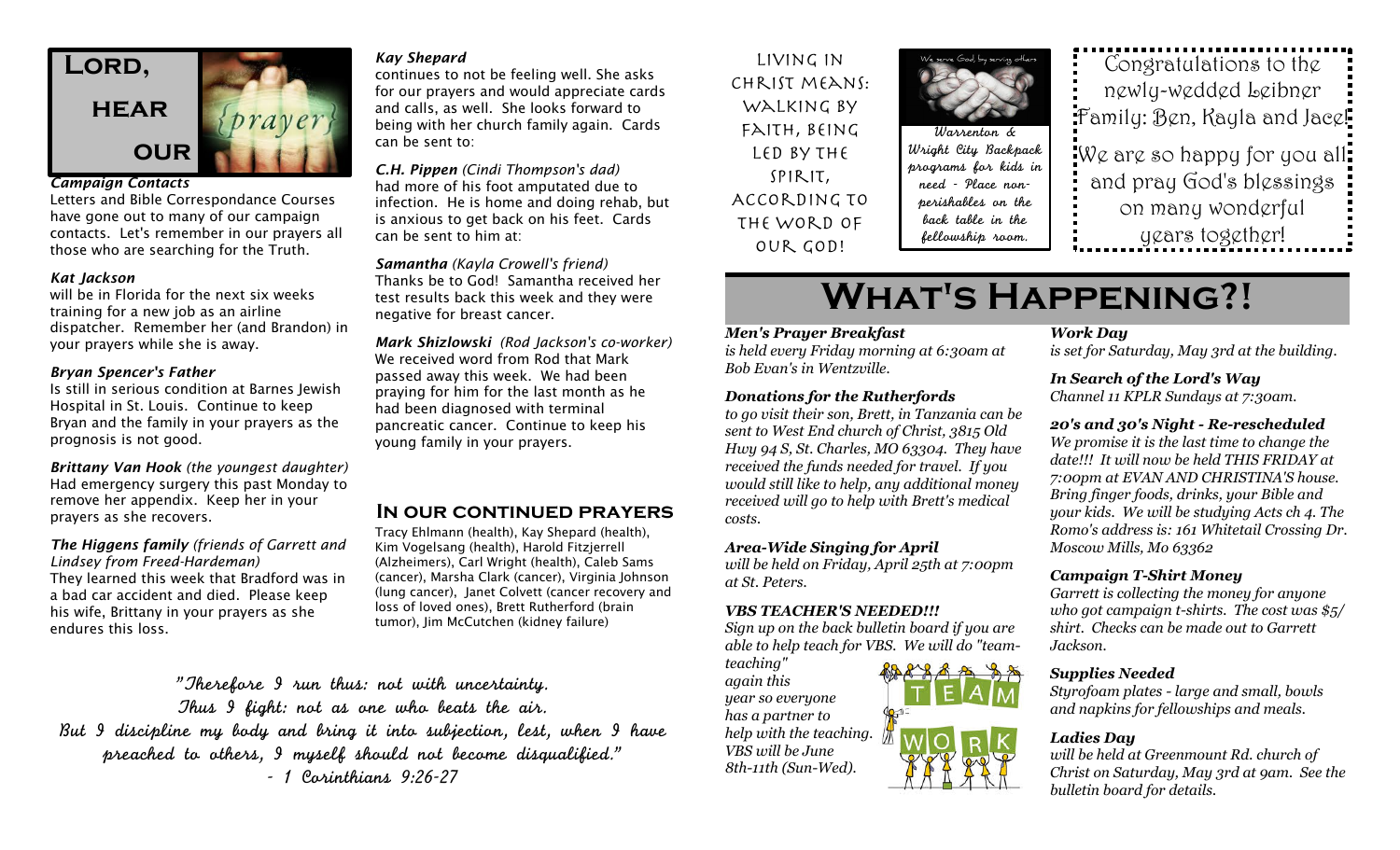# Lord, hear our {prayer}

***Campaign Contacts***
Letters and Bible Correspondance Courses have gone out to many of our campaign contacts. Let's remember in our prayers all those who are searching for the Truth.

***Kat Jackson***
will be in Florida for the next six weeks training for a new job as an airline dispatcher. Remember her (and Brandon) in your prayers while she is away.

***Bryan Spencer's Father***
Is still in serious condition at Barnes Jewish Hospital in St. Louis. Continue to keep Bryan and the family in your prayers as the prognosis is not good.

***Brittany Van Hook*** *(the youngest daughter)*
Had emergency surgery this past Monday to remove her appendix. Keep her in your prayers as she recovers.

***The Higgens family*** *(friends of Garrett and Lindsey from Freed-Hardeman)*
They learned this week that Bradford was in a bad car accident and died. Please keep his wife, Brittany in your prayers as she endures this loss.

***Kay Shepard***
continues to not be feeling well. She asks for our prayers and would appreciate cards and calls, as well. She looks forward to being with her church family again. Cards can be sent to:

***C.H. Pippen*** *(Cindi Thompson's dad)*
had more of his foot amputated due to infection. He is home and doing rehab, but is anxious to get back on his feet. Cards can be sent to him at:

***Samantha*** *(Kayla Crowell's friend)*
Thanks be to God! Samantha received her test results back this week and they were negative for breast cancer.

***Mark Shizlowski*** *(Rod Jackson's co-worker)*
We received word from Rod that Mark passed away this week. We had been praying for him for the last month as he had been diagnosed with terminal pancreatic cancer. Continue to keep his young family in your prayers.

## In our continued prayers

Tracy Ehlmann (health), Kay Shepard (health), Kim Vogelsang (health), Harold Fitzjerrell (Alzheimers), Carl Wright (health), Caleb Sams (cancer), Marsha Clark (cancer), Virginia Johnson (lung cancer), Janet Colvett (cancer recovery and loss of loved ones), Brett Rutherford (brain tumor), Jim McCutchen (kidney failure)

*"Therefore I run thus: not with uncertainty. Thus I fight: not as one who beats the air. But I discipline my body and bring it into subjection, lest, when I have preached to others, I myself should not become disqualified."*
*- 1 Corinthians 9:26-27*

LIVING IN CHRIST MEANS: WALKING BY FAITH, BEING LED BY THE SPIRIT, ACCORDING TO THE WORD OF OUR GOD!

We serve God, by serving others

*Warrenton & Wright City Backpack programs for kids in need - Place non-perishables on the back table in the fellowship room.*

Congratulations to the newly-wedded Leibner Family: Ben, Kayla and Jace! We are so happy for you all and pray God's blessings on many wonderful years together!

# What's Happening?!

***Men's Prayer Breakfast***
*is held every Friday morning at 6:30am at Bob Evan's in Wentzville.*

***Donations for the Rutherfords***
*to go visit their son, Brett, in Tanzania can be sent to West End church of Christ, 3815 Old Hwy 94 S, St. Charles, MO 63304. They have received the funds needed for travel. If you would still like to help, any additional money received will go to help with Brett's medical costs.*

***Area-Wide Singing for April***
*will be held on Friday, April 25th at 7:00pm at St. Peters.*

***VBS TEACHER'S NEEDED!!!***
*Sign up on the back bulletin board if you are able to help teach for VBS. We will do "team-teaching" again this year so everyone has a partner to help with the teaching. VBS will be June 8th-11th (Sun-Wed).*

TEAM WORK

***Work Day***
*is set for Saturday, May 3rd at the building.*

***In Search of the Lord's Way***
*Channel 11 KPLR Sundays at 7:30am.*

***20's and 30's Night - Re-rescheduled***
*We promise it is the last time to change the date!!! It will now be held THIS FRIDAY at 7:00pm at EVAN AND CHRISTINA'S house. Bring finger foods, drinks, your Bible and your kids. We will be studying Acts ch 4. The Romo's address is: 161 Whitetail Crossing Dr. Moscow Mills, Mo 63362*

***Campaign T-Shirt Money***
*Garrett is collecting the money for anyone who got campaign t-shirts. The cost was $5/ shirt. Checks can be made out to Garrett Jackson.*

***Supplies Needed***
*Styrofoam plates - large and small, bowls and napkins for fellowships and meals.*

***Ladies Day***
*will be held at Greenmount Rd. church of Christ on Saturday, May 3rd at 9am. See the bulletin board for details.*